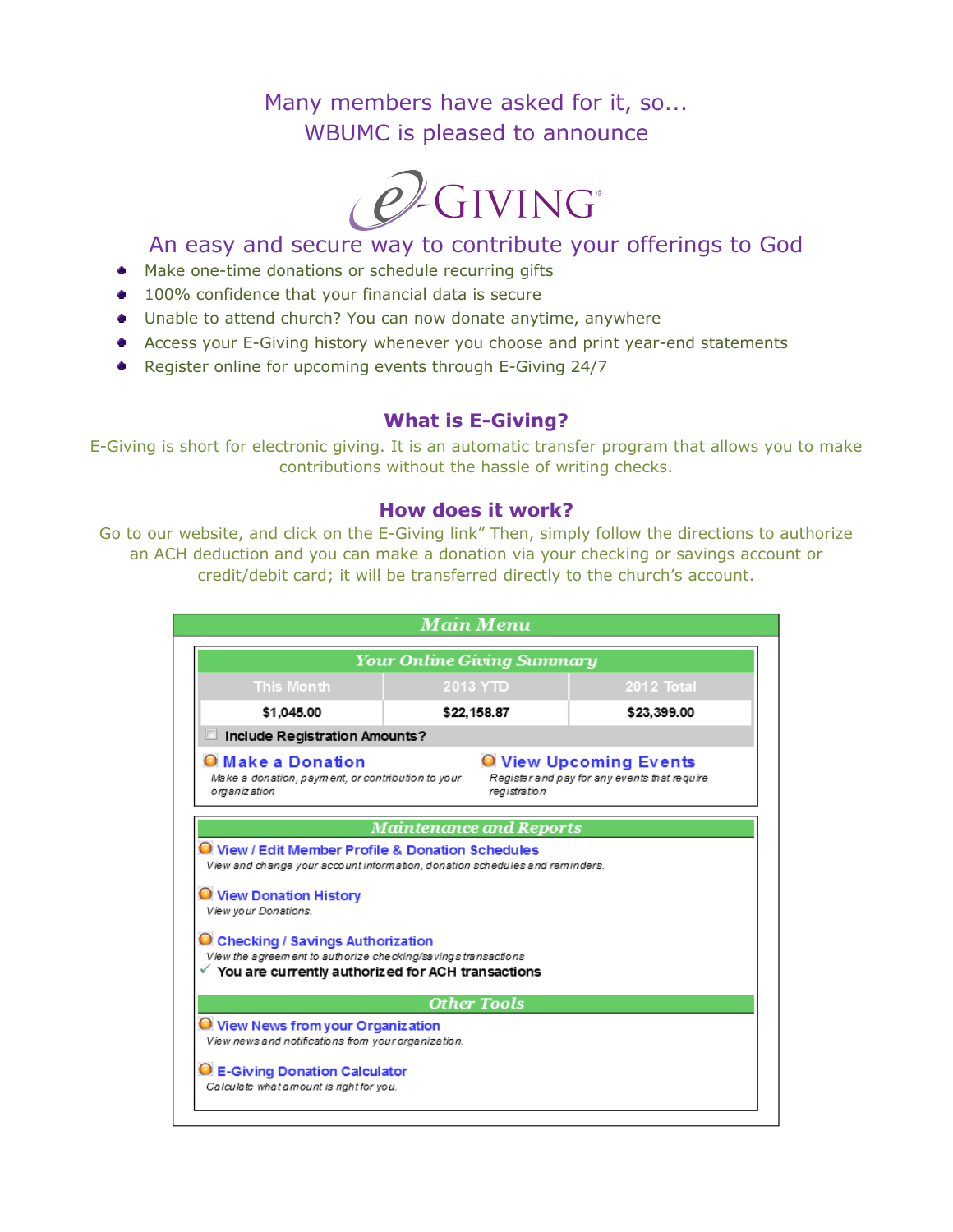Many members have asked for it, so...
WBUMC is pleased to announce

# E-GIVING®

## An easy and secure way to contribute your offerings to God

- Make one-time donations or schedule recurring gifts
- 100% confidence that your financial data is secure
- Unable to attend church? You can now donate anytime, anywhere
- Access your E-Giving history whenever you choose and print year-end statements
- Register online for upcoming events through E-Giving 24/7

### What is E-Giving?

E-Giving is short for electronic giving. It is an automatic transfer program that allows you to make contributions without the hassle of writing checks.

### How does it work?

Go to our website, and click on the E-Giving link" Then, simply follow the directions to authorize an ACH deduction and you can make a donation via your checking or savings account or credit/debit card; it will be transferred directly to the church's account.

**Main Menu**

**Your Online Giving Summary**

| This Month | 2013 YTD | 2012 Total |
|---|---|---|
| $1,045.00 | $22,158.87 | $23,399.00 |

☐ Include Registration Amounts?

**Make a Donation**
*Make a donation, payment, or contribution to your organization*

**View Upcoming Events**
*Register and pay for any events that require registration*

**Maintenance and Reports**

**View / Edit Member Profile & Donation Schedules**
*View and change your account information, donation schedules and reminders.*

**View Donation History**
*View your Donations.*

**Checking / Savings Authorization**
*View the agreement to authorize checking/savings transactions*
✓ **You are currently authorized for ACH transactions**

**Other Tools**

**View News from your Organization**
*View news and notifications from your organization.*

**E-Giving Donation Calculator**
*Calculate what amount is right for you.*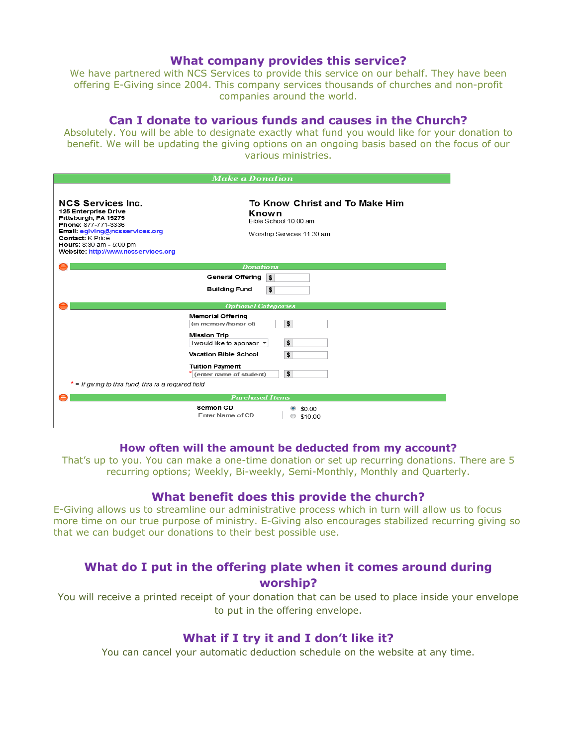## What company provides this service?

We have partnered with NCS Services to provide this service on our behalf. They have been offering E-Giving since 2004. This company services thousands of churches and non-profit companies around the world.

## Can I donate to various funds and causes in the Church?

Absolutely. You will be able to designate exactly what fund you would like for your donation to benefit. We will be updating the giving options on an ongoing basis based on the focus of our various ministries.

**Make a Donation**

**NCS Services Inc.**
**125 Enterprise Drive**
**Pittsburgh, PA 15275**
**Phone:** 877-771-3336
**Email:** egiving@ncsservices.org
**Contact:** K Price
**Hours:** 8:30 am - 5:00 pm
**Website:** http://www.ncsservices.org

**To Know Christ and To Make Him Known**
Bible School 10.00 am
Worship Services 11:30 am

**Donations**

General Offering $
Building Fund $

**Optional Categories**

Memorial Offering
(in memory/honor of) $

Mission Trip
I would like to sponsor $

Vacation Bible School $

Tuition Payment
* (enter name of student) $

* = If giving to this fund, this is a required field

**Purchased Items**

Sermon CD
Enter Name of CD
$0.00
$10.00

## How often will the amount be deducted from my account?

That's up to you. You can make a one-time donation or set up recurring donations. There are 5 recurring options; Weekly, Bi-weekly, Semi-Monthly, Monthly and Quarterly.

## What benefit does this provide the church?

E-Giving allows us to streamline our administrative process which in turn will allow us to focus more time on our true purpose of ministry. E-Giving also encourages stabilized recurring giving so that we can budget our donations to their best possible use.

## What do I put in the offering plate when it comes around during worship?

You will receive a printed receipt of your donation that can be used to place inside your envelope to put in the offering envelope.

## What if I try it and I don't like it?

You can cancel your automatic deduction schedule on the website at any time.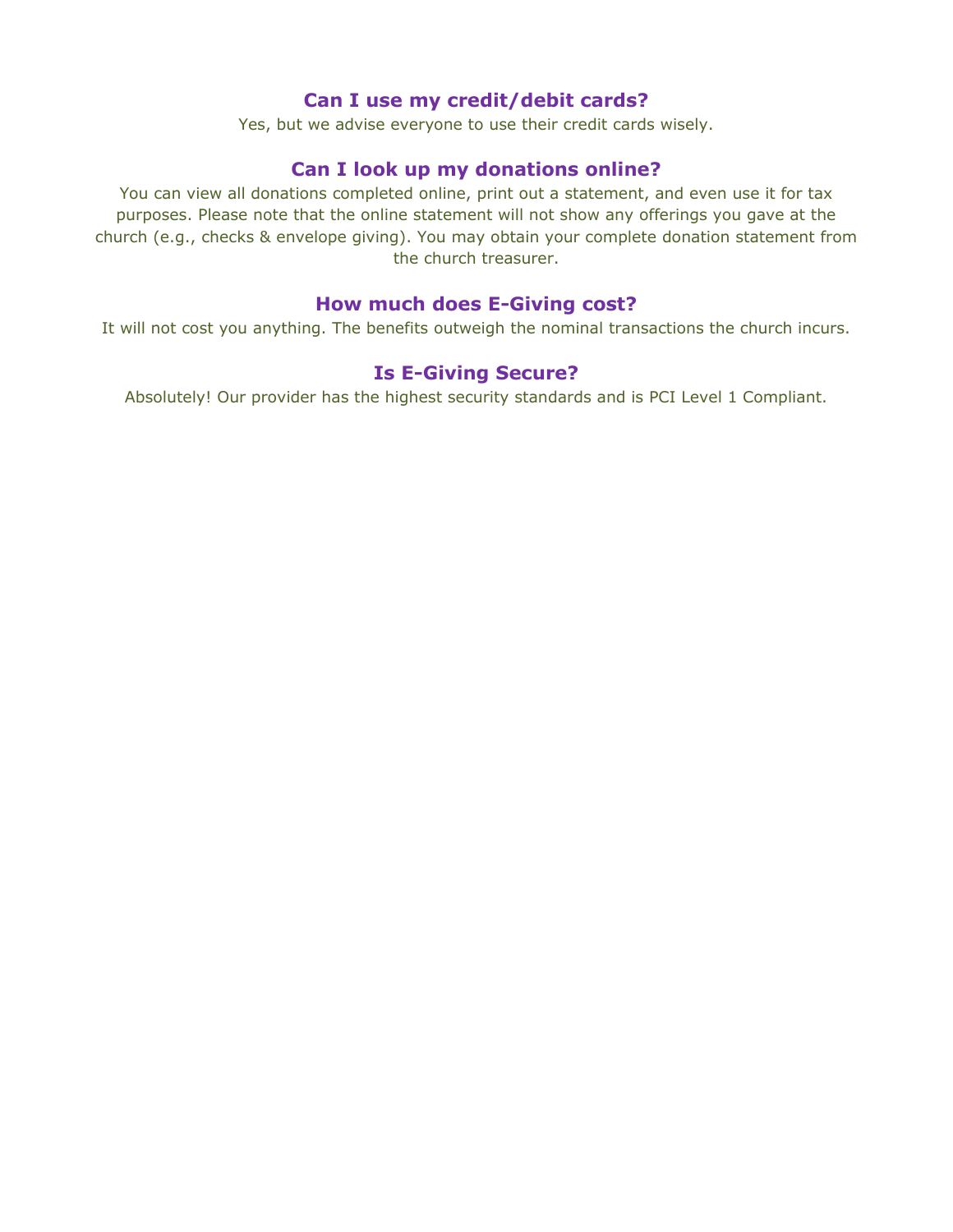### Can I use my credit/debit cards?

Yes, but we advise everyone to use their credit cards wisely.

### Can I look up my donations online?

You can view all donations completed online, print out a statement, and even use it for tax purposes. Please note that the online statement will not show any offerings you gave at the church (e.g., checks & envelope giving). You may obtain your complete donation statement from the church treasurer.

### How much does E-Giving cost?

It will not cost you anything. The benefits outweigh the nominal transactions the church incurs.

### Is E-Giving Secure?

Absolutely! Our provider has the highest security standards and is PCI Level 1 Compliant.